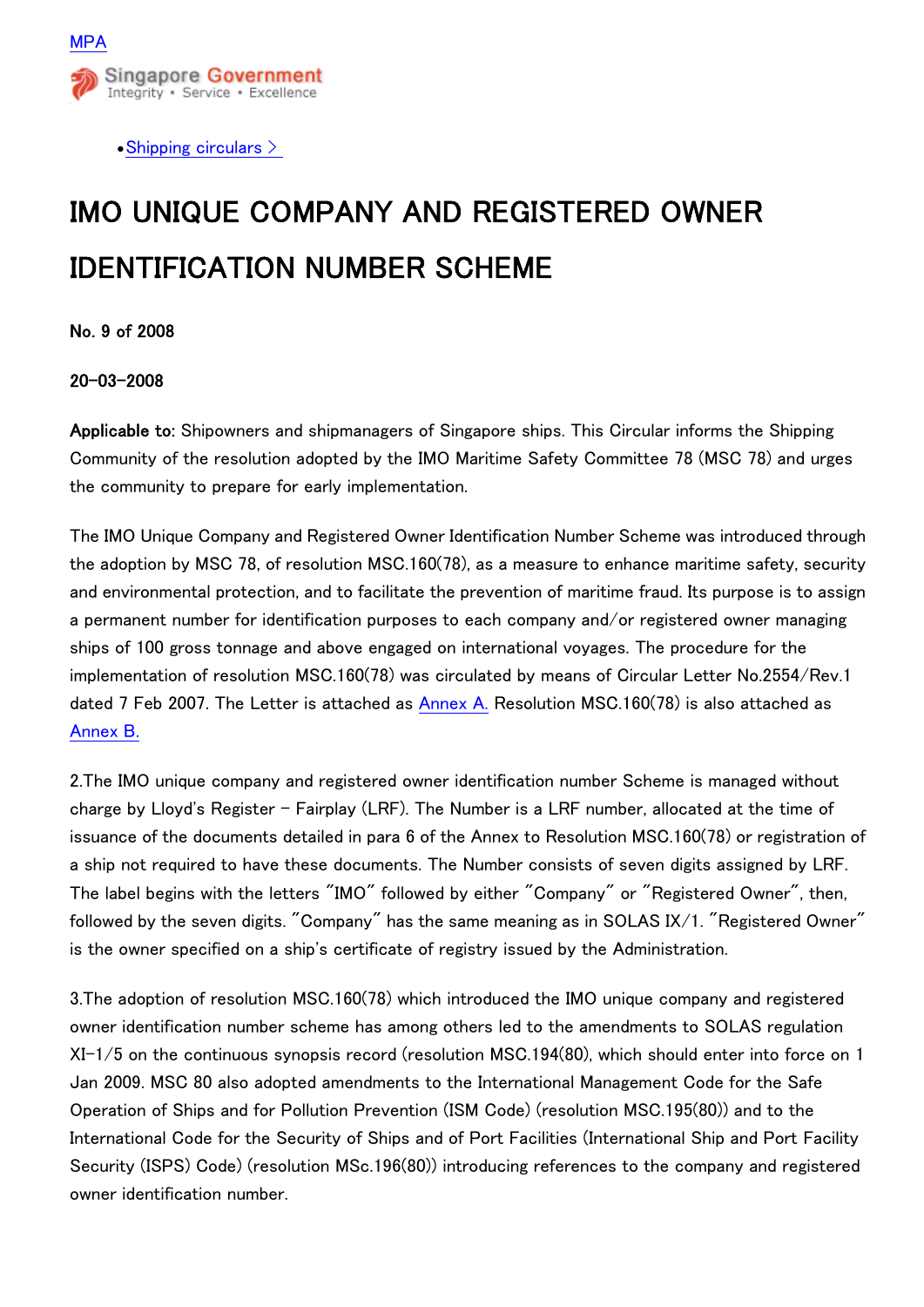MPA

Singapore Government
Integrity • Service • Excellence

- Shipping circulars >

# IMO UNIQUE COMPANY AND REGISTERED OWNER IDENTIFICATION NUMBER SCHEME

**No. 9 of 2008**

**20-03-2008**

**Applicable to:** Shipowners and shipmanagers of Singapore ships. This Circular informs the Shipping Community of the resolution adopted by the IMO Maritime Safety Committee 78 (MSC 78) and urges the community to prepare for early implementation.

The IMO Unique Company and Registered Owner Identification Number Scheme was introduced through the adoption by MSC 78, of resolution MSC.160(78), as a measure to enhance maritime safety, security and environmental protection, and to facilitate the prevention of maritime fraud. Its purpose is to assign a permanent number for identification purposes to each company and/or registered owner managing ships of 100 gross tonnage and above engaged on international voyages. The procedure for the implementation of resolution MSC.160(78) was circulated by means of Circular Letter No.2554/Rev.1 dated 7 Feb 2007. The Letter is attached as Annex A. Resolution MSC.160(78) is also attached as Annex B.

2.The IMO unique company and registered owner identification number Scheme is managed without charge by Lloyd's Register – Fairplay (LRF). The Number is a LRF number, allocated at the time of issuance of the documents detailed in para 6 of the Annex to Resolution MSC.160(78) or registration of a ship not required to have these documents. The Number consists of seven digits assigned by LRF. The label begins with the letters "IMO" followed by either "Company" or "Registered Owner", then, followed by the seven digits. "Company" has the same meaning as in SOLAS IX/1. "Registered Owner" is the owner specified on a ship's certificate of registry issued by the Administration.

3.The adoption of resolution MSC.160(78) which introduced the IMO unique company and registered owner identification number scheme has among others led to the amendments to SOLAS regulation XI-1/5 on the continuous synopsis record (resolution MSC.194(80), which should enter into force on 1 Jan 2009. MSC 80 also adopted amendments to the International Management Code for the Safe Operation of Ships and for Pollution Prevention (ISM Code) (resolution MSC.195(80)) and to the International Code for the Security of Ships and of Port Facilities (International Ship and Port Facility Security (ISPS) Code) (resolution MSc.196(80)) introducing references to the company and registered owner identification number.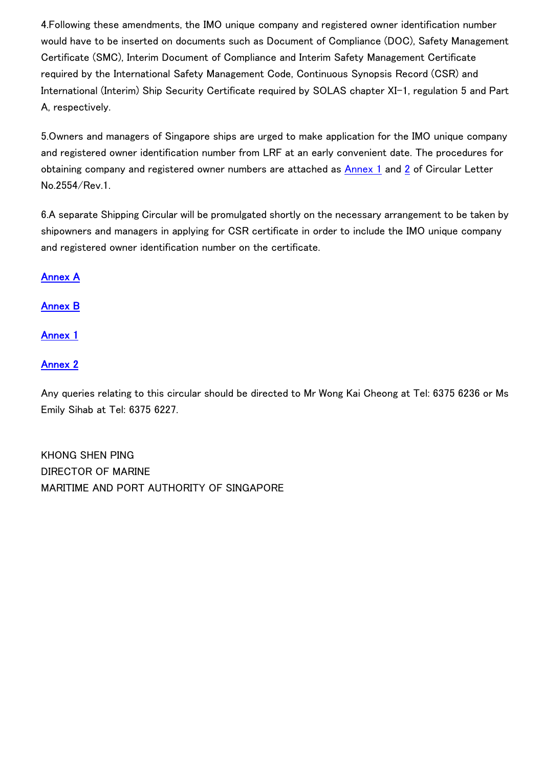4.Following these amendments, the IMO unique company and registered owner identification number would have to be inserted on documents such as Document of Compliance (DOC), Safety Management Certificate (SMC), Interim Document of Compliance and Interim Safety Management Certificate required by the International Safety Management Code, Continuous Synopsis Record (CSR) and International (Interim) Ship Security Certificate required by SOLAS chapter XI-1, regulation 5 and Part A, respectively.

5.Owners and managers of Singapore ships are urged to make application for the IMO unique company and registered owner identification number from LRF at an early convenient date. The procedures for obtaining company and registered owner numbers are attached as Annex 1 and 2 of Circular Letter No.2554/Rev.1.

6.A separate Shipping Circular will be promulgated shortly on the necessary arrangement to be taken by shipowners and managers in applying for CSR certificate in order to include the IMO unique company and registered owner identification number on the certificate.

Annex A

Annex B

Annex 1

Annex 2

Any queries relating to this circular should be directed to Mr Wong Kai Cheong at Tel: 6375 6236 or Ms Emily Sihab at Tel: 6375 6227.

KHONG SHEN PING
DIRECTOR OF MARINE
MARITIME AND PORT AUTHORITY OF SINGAPORE